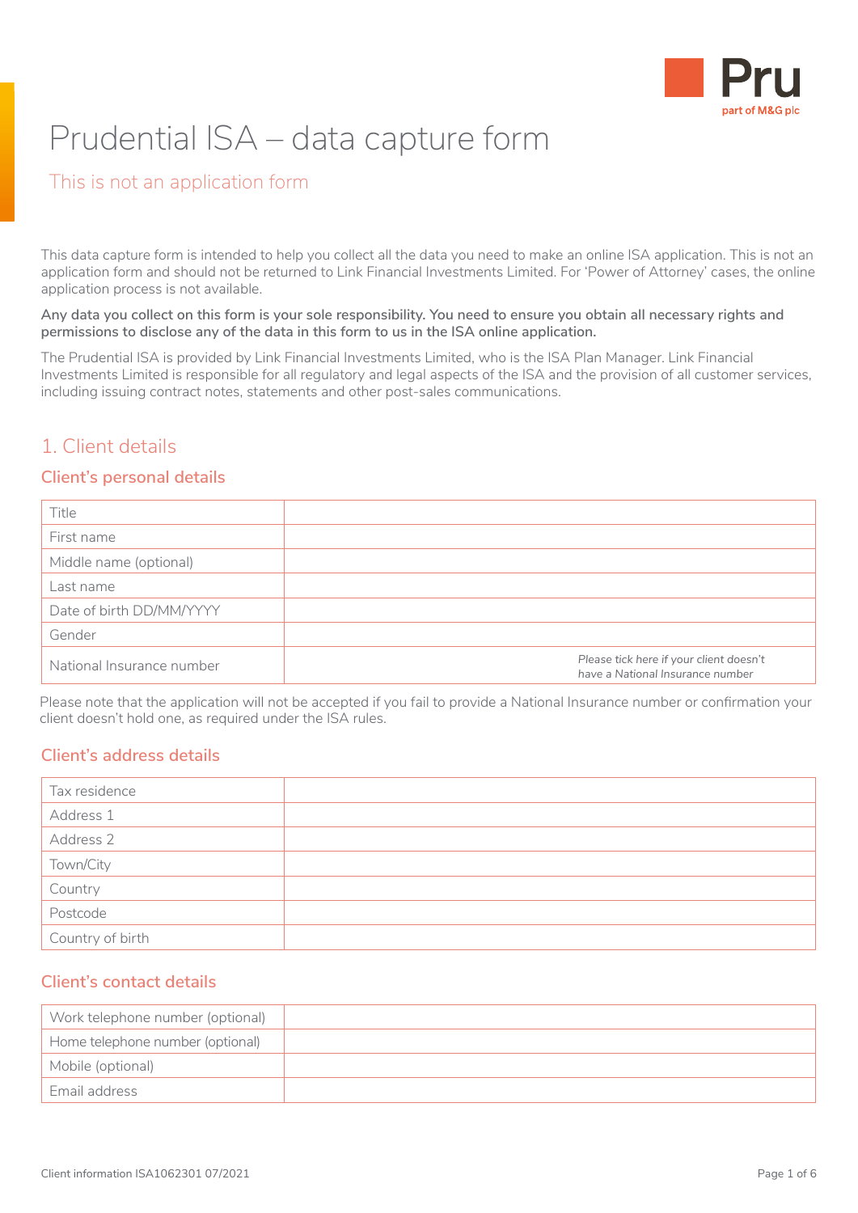# Prudential ISA – data capture form

## This is not an application form

This data capture form is intended to help you collect all the data you need to make an online ISA application. This is not an application form and should not be returned to Link Financial Investments Limited. For 'Power of Attorney' cases, the online application process is not available.

**Any data you collect on this form is your sole responsibility. You need to ensure you obtain all necessary rights and permissions to disclose any of the data in this form to us in the ISA online application.**

The Prudential ISA is provided by Link Financial Investments Limited, who is the ISA Plan Manager. Link Financial Investments Limited is responsible for all regulatory and legal aspects of the ISA and the provision of all customer services, including issuing contract notes, statements and other post-sales communications.

## 1. Client details

### Client's personal details

| | |
|---|---|
| Title | |
| First name | |
| Middle name (optional) | |
| Last name | |
| Date of birth DD/MM/YYYY | |
| Gender | |
| National Insurance number | *Please tick here if your client doesn't have a National Insurance number* |

Please note that the application will not be accepted if you fail to provide a National Insurance number or confirmation your client doesn't hold one, as required under the ISA rules.

### Client's address details

| | |
|---|---|
| Tax residence | |
| Address 1 | |
| Address 2 | |
| Town/City | |
| Country | |
| Postcode | |
| Country of birth | |

### Client's contact details

| | |
|---|---|
| Work telephone number (optional) | |
| Home telephone number (optional) | |
| Mobile (optional) | |
| Email address | |

Client information ISA1062301 07/2021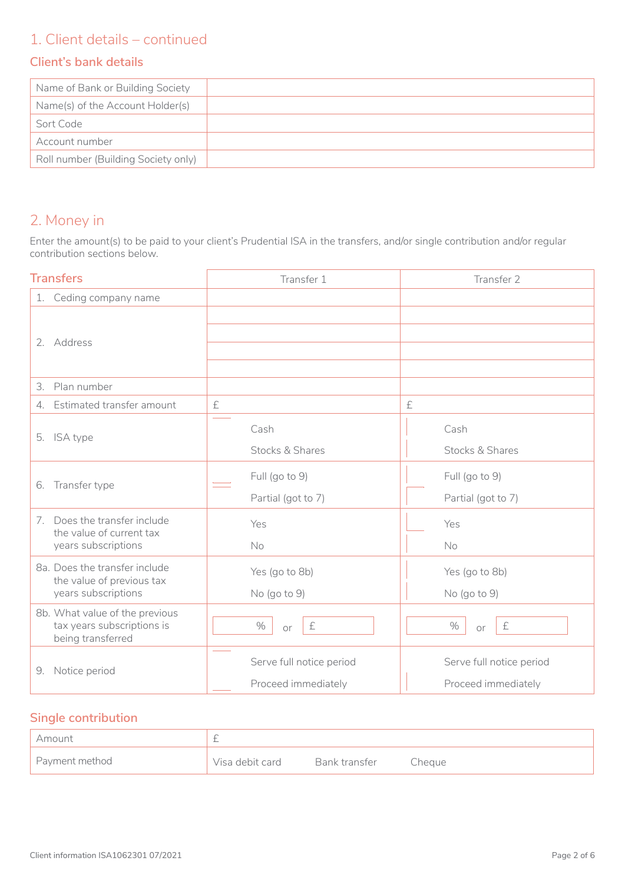## 1. Client details – continued

### Client's bank details

| Name of Bank or Building Society | |
|---|---|
| Name(s) of the Account Holder(s) | |
| Sort Code | |
| Account number | |
| Roll number (Building Society only) | |

## 2. Money in

Enter the amount(s) to be paid to your client's Prudential ISA in the transfers, and/or single contribution and/or regular contribution sections below.

### Transfers

| | Transfer 1 | Transfer 2 |
|---|---|---|
| 1. Ceding company name | | |
| 2. Address | | |
| 3. Plan number | | |
| 4. Estimated transfer amount | £ | £ |
| 5. ISA type | Cash<br>Stocks & Shares | Cash<br>Stocks & Shares |
| 6. Transfer type | Full (go to 9)<br>Partial (got to 7) | Full (go to 9)<br>Partial (got to 7) |
| 7. Does the transfer include the value of current tax years subscriptions | Yes<br>No | Yes<br>No |
| 8a. Does the transfer include the value of previous tax years subscriptions | Yes (go to 8b)<br>No (go to 9) | Yes (go to 8b)<br>No (go to 9) |
| 8b. What value of the previous tax years subscriptions is being transferred | % or £ | % or £ |
| 9. Notice period | Serve full notice period<br>Proceed immediately | Serve full notice period<br>Proceed immediately |

### Single contribution

| Amount | £ |
|---|---|
| Payment method | Visa debit card  Bank transfer  Cheque |

Client information ISA1062301 07/2021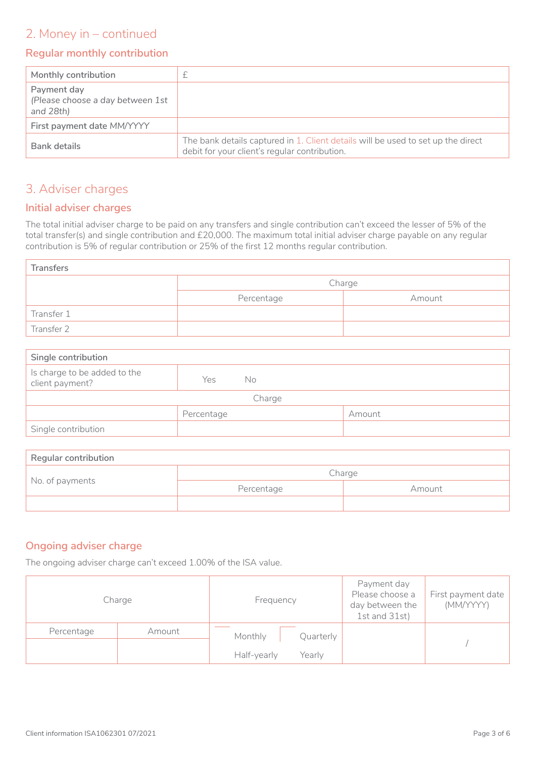## 2. Money in – continued

### Regular monthly contribution

| Monthly contribution | £ |
|---|---|
| Payment day *(Please choose a day between 1st and 28th)* | |
| First payment date MM/YYYY | |
| Bank details | The bank details captured in 1. Client details will be used to set up the direct debit for your client's regular contribution. |

## 3. Adviser charges

### Initial adviser charges

The total initial adviser charge to be paid on any transfers and single contribution can't exceed the lesser of 5% of the total transfer(s) and single contribution and £20,000. The maximum total initial adviser charge payable on any regular contribution is 5% of regular contribution or 25% of the first 12 months regular contribution.

| Transfers | | |
|---|---|---|
| | Charge | |
| | Percentage | Amount |
| Transfer 1 | | |
| Transfer 2 | | |

| Single contribution | | |
|---|---|---|
| Is charge to be added to the client payment? | Yes No | |
| Charge | | |
| | Percentage | Amount |
| Single contribution | | |

| Regular contribution | | |
|---|---|---|
| No. of payments | Charge | |
| | Percentage | Amount |
| | | |

### Ongoing adviser charge

The ongoing adviser charge can't exceed 1.00% of the ISA value.

| Charge | | Frequency | Payment day Please choose a day between the 1st and 31st) | First payment date (MM/YYYY) |
|---|---|---|---|---|
| Percentage | Amount | Monthly Quarterly Half-yearly Yearly | | / |
| | | | | |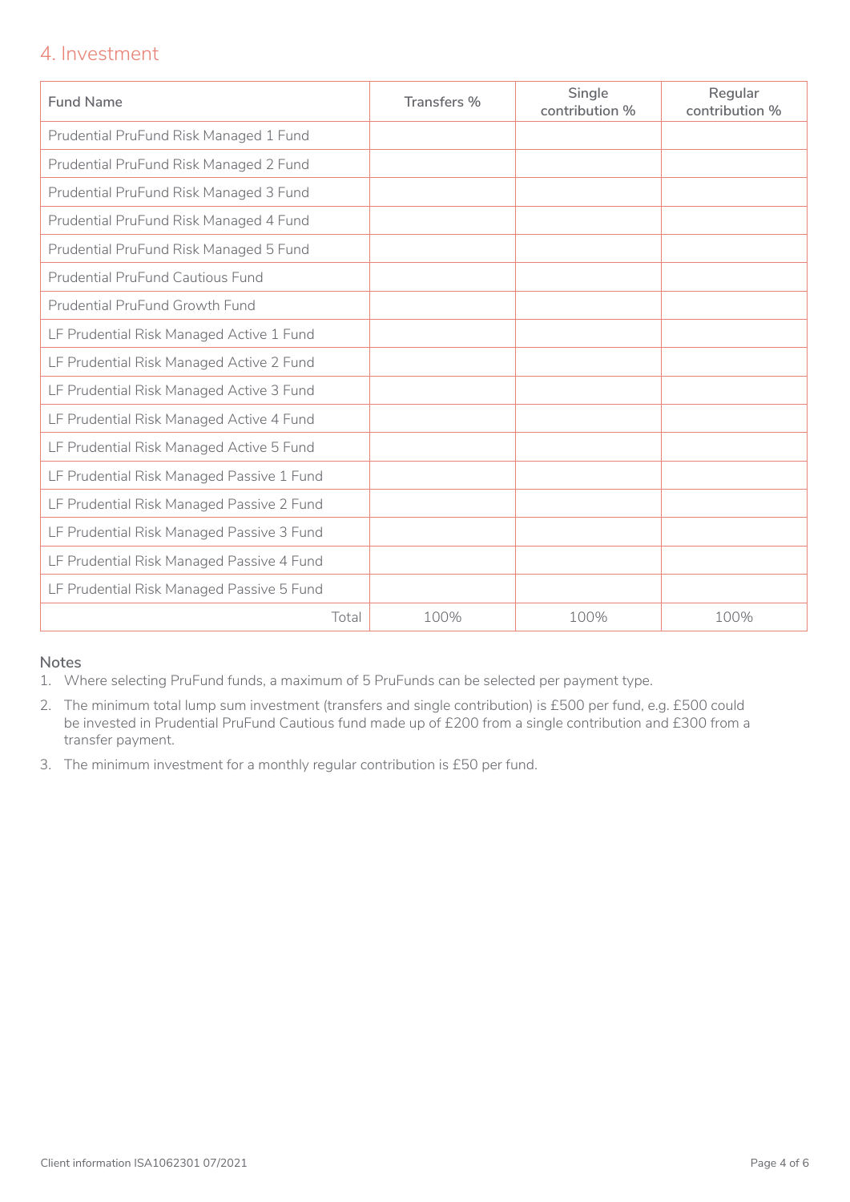## 4. Investment

| Fund Name | Transfers % | Single contribution % | Regular contribution % |
| --- | --- | --- | --- |
| Prudential PruFund Risk Managed 1 Fund | | | |
| Prudential PruFund Risk Managed 2 Fund | | | |
| Prudential PruFund Risk Managed 3 Fund | | | |
| Prudential PruFund Risk Managed 4 Fund | | | |
| Prudential PruFund Risk Managed 5 Fund | | | |
| Prudential PruFund Cautious Fund | | | |
| Prudential PruFund Growth Fund | | | |
| LF Prudential Risk Managed Active 1 Fund | | | |
| LF Prudential Risk Managed Active 2 Fund | | | |
| LF Prudential Risk Managed Active 3 Fund | | | |
| LF Prudential Risk Managed Active 4 Fund | | | |
| LF Prudential Risk Managed Active 5 Fund | | | |
| LF Prudential Risk Managed Passive 1 Fund | | | |
| LF Prudential Risk Managed Passive 2 Fund | | | |
| LF Prudential Risk Managed Passive 3 Fund | | | |
| LF Prudential Risk Managed Passive 4 Fund | | | |
| LF Prudential Risk Managed Passive 5 Fund | | | |
| Total | 100% | 100% | 100% |

**Notes**

1. Where selecting PruFund funds, a maximum of 5 PruFunds can be selected per payment type.
2. The minimum total lump sum investment (transfers and single contribution) is £500 per fund, e.g. £500 could be invested in Prudential PruFund Cautious fund made up of £200 from a single contribution and £300 from a transfer payment.
3. The minimum investment for a monthly regular contribution is £50 per fund.

Client information ISA1062301 07/2021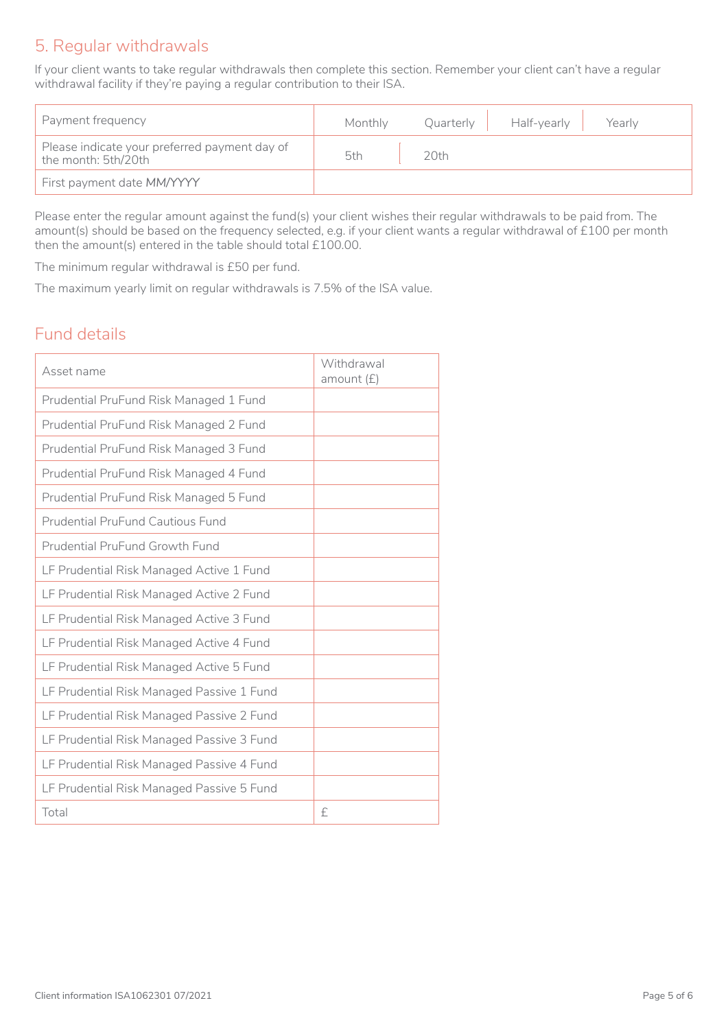## 5. Regular withdrawals

If your client wants to take regular withdrawals then complete this section. Remember your client can't have a regular withdrawal facility if they're paying a regular contribution to their ISA.

| Payment frequency | Monthly | Quarterly | Half-yearly | Yearly |
|---|---|---|---|---|
| Please indicate your preferred payment day of the month: 5th/20th | 5th | 20th | | |
| First payment date MM/YYYY | | | | |

Please enter the regular amount against the fund(s) your client wishes their regular withdrawals to be paid from. The amount(s) should be based on the frequency selected, e.g. if your client wants a regular withdrawal of £100 per month then the amount(s) entered in the table should total £100.00.

The minimum regular withdrawal is £50 per fund.

The maximum yearly limit on regular withdrawals is 7.5% of the ISA value.

## Fund details

| Asset name | Withdrawal amount (£) |
|---|---|
| Prudential PruFund Risk Managed 1 Fund | |
| Prudential PruFund Risk Managed 2 Fund | |
| Prudential PruFund Risk Managed 3 Fund | |
| Prudential PruFund Risk Managed 4 Fund | |
| Prudential PruFund Risk Managed 5 Fund | |
| Prudential PruFund Cautious Fund | |
| Prudential PruFund Growth Fund | |
| LF Prudential Risk Managed Active 1 Fund | |
| LF Prudential Risk Managed Active 2 Fund | |
| LF Prudential Risk Managed Active 3 Fund | |
| LF Prudential Risk Managed Active 4 Fund | |
| LF Prudential Risk Managed Active 5 Fund | |
| LF Prudential Risk Managed Passive 1 Fund | |
| LF Prudential Risk Managed Passive 2 Fund | |
| LF Prudential Risk Managed Passive 3 Fund | |
| LF Prudential Risk Managed Passive 4 Fund | |
| LF Prudential Risk Managed Passive 5 Fund | |
| Total | £ |

Client information ISA1062301 07/2021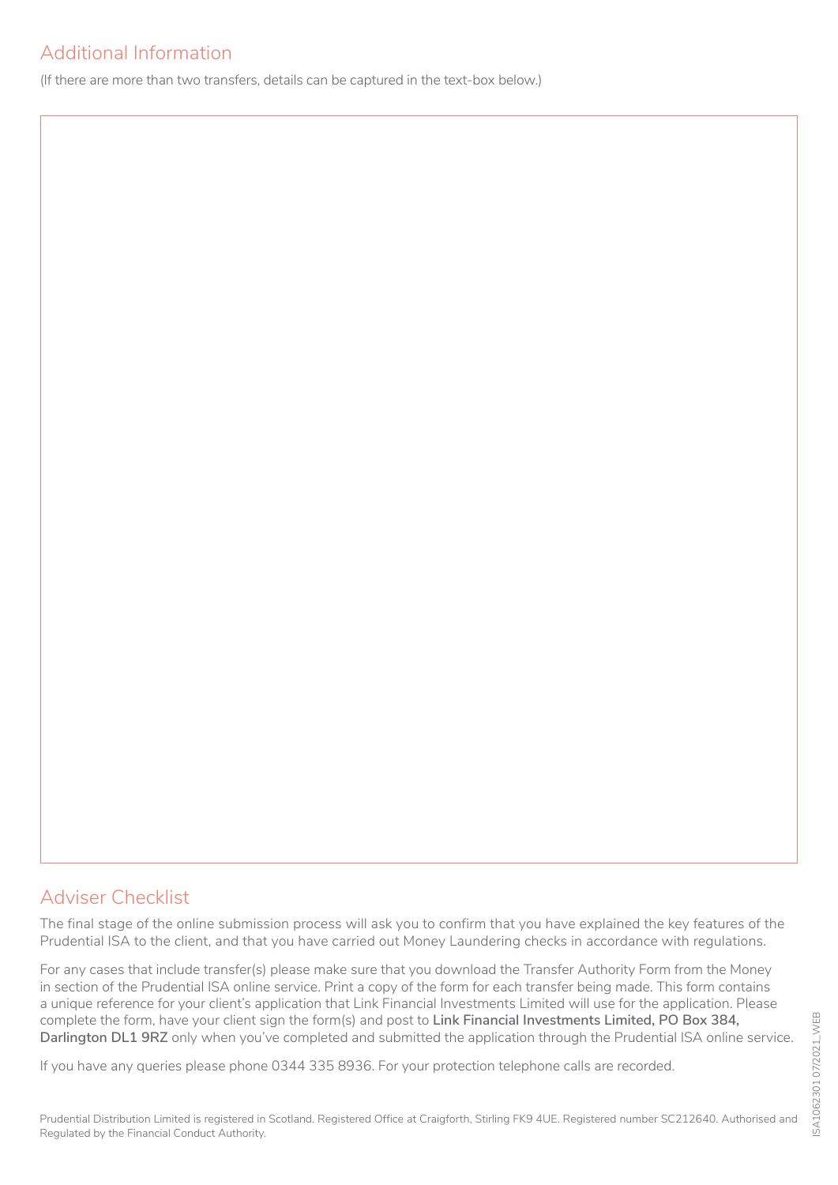## Additional Information

(If there are more than two transfers, details can be captured in the text-box below.)

## Adviser Checklist

The final stage of the online submission process will ask you to confirm that you have explained the key features of the Prudential ISA to the client, and that you have carried out Money Laundering checks in accordance with regulations.

For any cases that include transfer(s) please make sure that you download the Transfer Authority Form from the Money in section of the Prudential ISA online service. Print a copy of the form for each transfer being made. This form contains a unique reference for your client's application that Link Financial Investments Limited will use for the application. Please complete the form, have your client sign the form(s) and post to **Link Financial Investments Limited, PO Box 384, Darlington DL1 9RZ** only when you've completed and submitted the application through the Prudential ISA online service.

If you have any queries please phone 0344 335 8936. For your protection telephone calls are recorded.

Prudential Distribution Limited is registered in Scotland. Registered Office at Craigforth, Stirling FK9 4UE. Registered number SC212640. Authorised and Regulated by the Financial Conduct Authority.

ISA1062301 07/2021_WEB